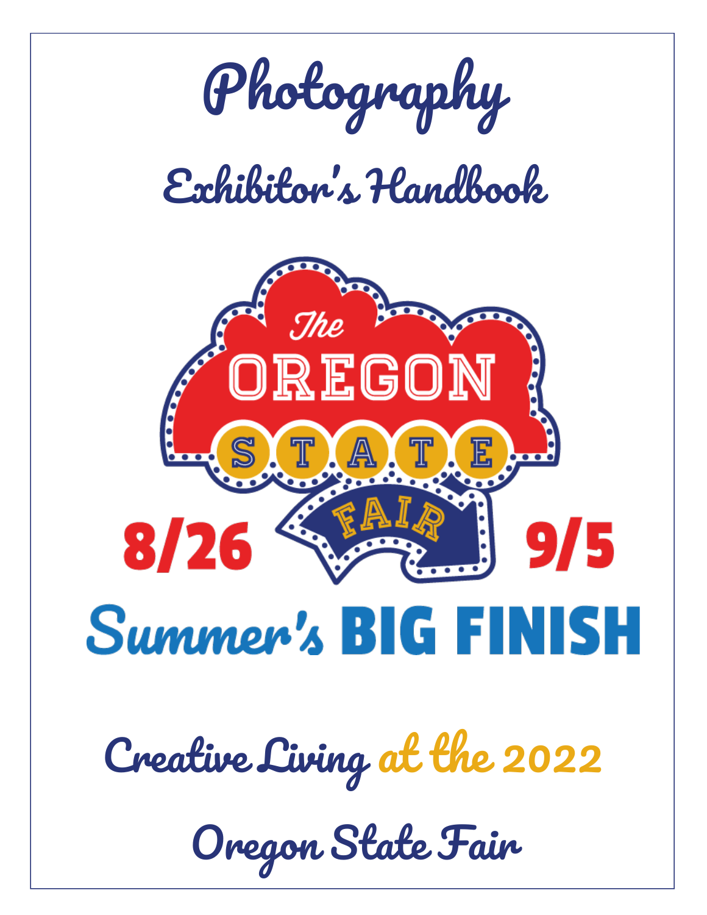# Photography

## Exhibitor's Handbook

The OREGON STATE FAIR

8/26 9/5

Summer's BIG FINISH

## Creative Living at the 2022

## Oregon State Fair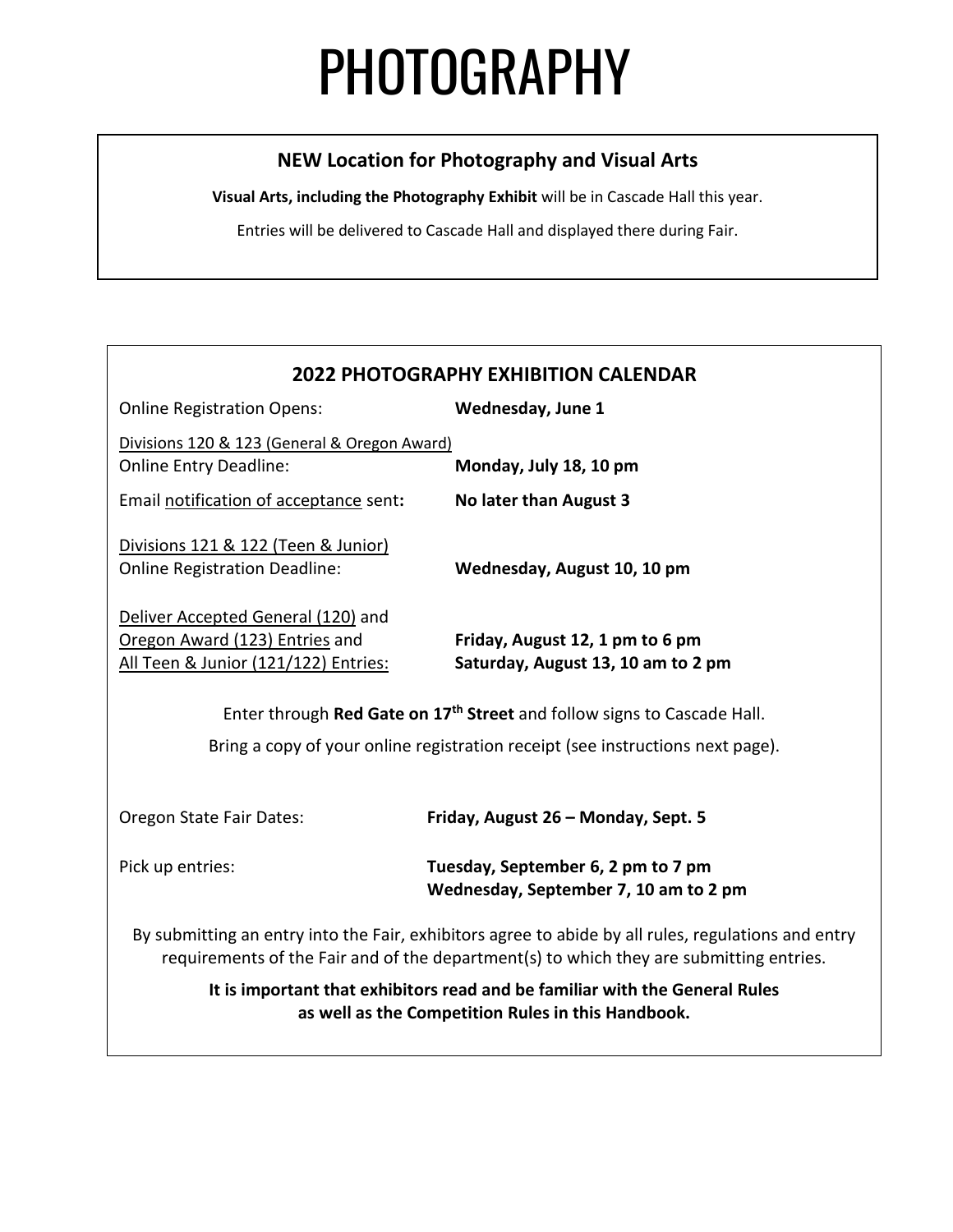# PHOTOGRAPHY

## NEW Location for Photography and Visual Arts

**Visual Arts, including the Photography Exhibit** will be in Cascade Hall this year.

Entries will be delivered to Cascade Hall and displayed there during Fair.

## 2022 PHOTOGRAPHY EXHIBITION CALENDAR

| | |
|---|---|
| Online Registration Opens: | **Wednesday, June 1** |
| Divisions 120 & 123 (General & Oregon Award) Online Entry Deadline: | **Monday, July 18, 10 pm** |
| Email notification of acceptance sent**:** | **No later than August 3** |
| Divisions 121 & 122 (Teen & Junior) Online Registration Deadline: | **Wednesday, August 10, 10 pm** |
| Deliver Accepted General (120) and Oregon Award (123) Entries and All Teen & Junior (121/122) Entries: | **Friday, August 12, 1 pm to 6 pm**<br>**Saturday, August 13, 10 am to 2 pm** |

Enter through **Red Gate on 17th Street** and follow signs to Cascade Hall.

Bring a copy of your online registration receipt (see instructions next page).

| | |
|---|---|
| Oregon State Fair Dates: | **Friday, August 26 – Monday, Sept. 5** |
| Pick up entries: | **Tuesday, September 6, 2 pm to 7 pm**<br>**Wednesday, September 7, 10 am to 2 pm** |

By submitting an entry into the Fair, exhibitors agree to abide by all rules, regulations and entry requirements of the Fair and of the department(s) to which they are submitting entries.

**It is important that exhibitors read and be familiar with the General Rules as well as the Competition Rules in this Handbook.**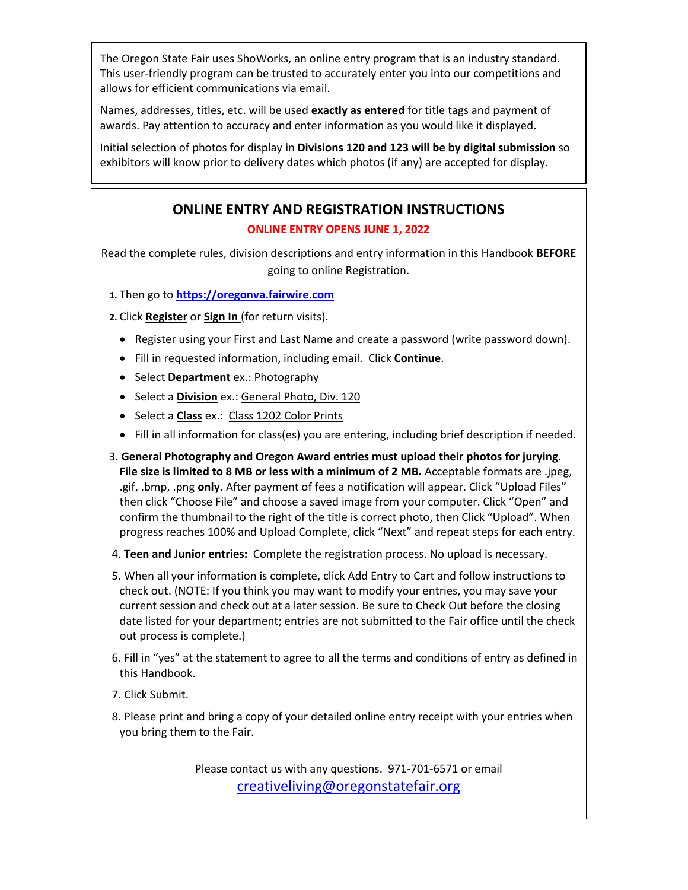The Oregon State Fair uses ShoWorks, an online entry program that is an industry standard. This user-friendly program can be trusted to accurately enter you into our competitions and allows for efficient communications via email.

Names, addresses, titles, etc. will be used **exactly as entered** for title tags and payment of awards. Pay attention to accuracy and enter information as you would like it displayed.

Initial selection of photos for display **in Divisions 120 and 123 will be by digital submission** so exhibitors will know prior to delivery dates which photos (if any) are accepted for display.

## ONLINE ENTRY AND REGISTRATION INSTRUCTIONS

**ONLINE ENTRY OPENS JUNE 1, 2022**

Read the complete rules, division descriptions and entry information in this Handbook **BEFORE** going to online Registration.

1. Then go to **https://oregonva.fairwire.com**
2. Click **Register** or **Sign In** (for return visits).
   - Register using your First and Last Name and create a password (write password down).
   - Fill in requested information, including email. Click **Continue**.
   - Select **Department** ex.: Photography
   - Select a **Division** ex.: General Photo, Div. 120
   - Select a **Class** ex.: Class 1202 Color Prints
   - Fill in all information for class(es) you are entering, including brief description if needed.
3. **General Photography and Oregon Award entries must upload their photos for jurying. File size is limited to 8 MB or less with a minimum of 2 MB.** Acceptable formats are .jpeg, .gif, .bmp, .png **only.** After payment of fees a notification will appear. Click "Upload Files" then click "Choose File" and choose a saved image from your computer. Click "Open" and confirm the thumbnail to the right of the title is correct photo, then Click "Upload". When progress reaches 100% and Upload Complete, click "Next" and repeat steps for each entry.
4. **Teen and Junior entries:** Complete the registration process. No upload is necessary.
5. When all your information is complete, click Add Entry to Cart and follow instructions to check out. (NOTE: If you think you may want to modify your entries, you may save your current session and check out at a later session. Be sure to Check Out before the closing date listed for your department; entries are not submitted to the Fair office until the check out process is complete.)
6. Fill in "yes" at the statement to agree to all the terms and conditions of entry as defined in this Handbook.
7. Click Submit.
8. Please print and bring a copy of your detailed online entry receipt with your entries when you bring them to the Fair.

Please contact us with any questions. 971-701-6571 or email creativeliving@oregonstatefair.org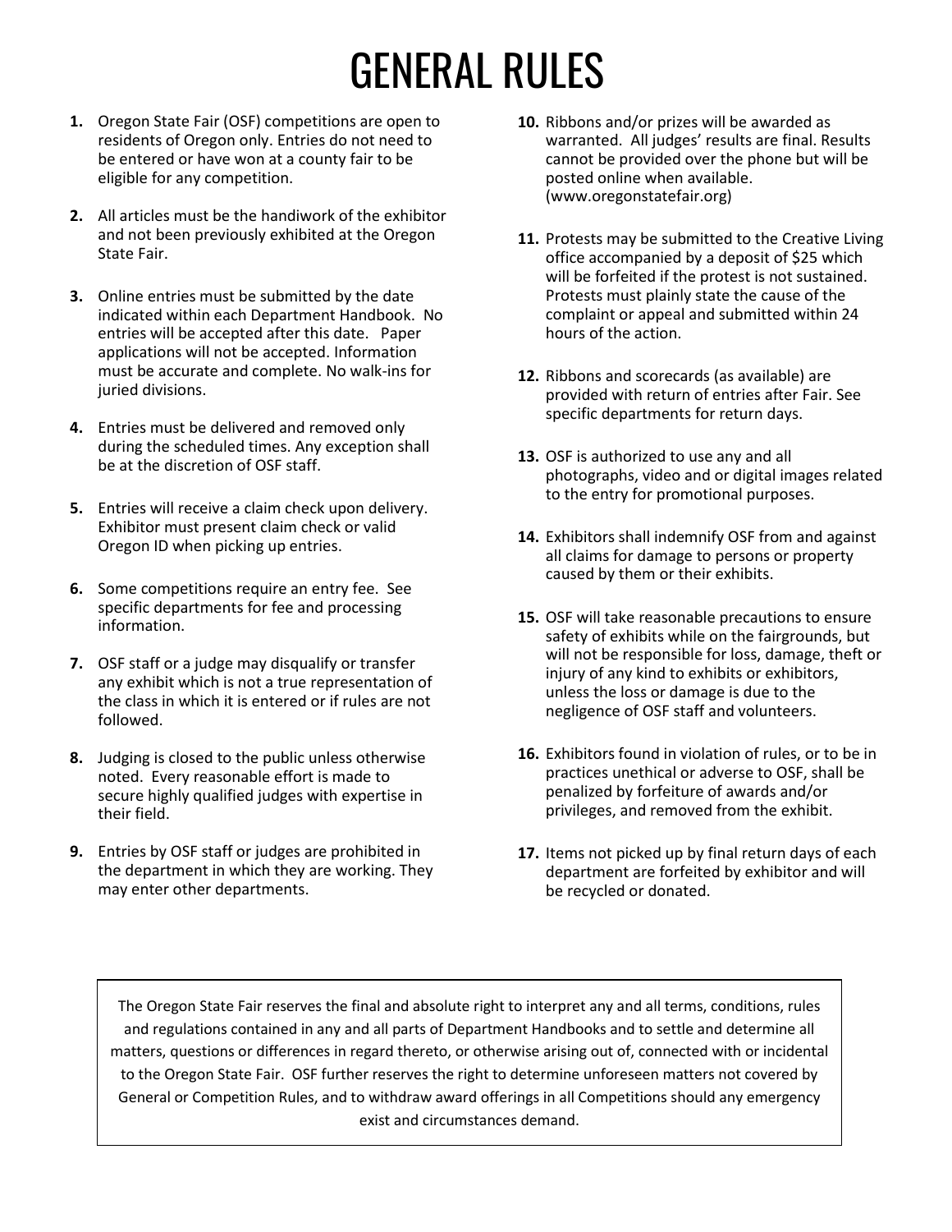# GENERAL RULES

1. Oregon State Fair (OSF) competitions are open to residents of Oregon only. Entries do not need to be entered or have won at a county fair to be eligible for any competition.

2. All articles must be the handiwork of the exhibitor and not been previously exhibited at the Oregon State Fair.

3. Online entries must be submitted by the date indicated within each Department Handbook. No entries will be accepted after this date. Paper applications will not be accepted. Information must be accurate and complete. No walk-ins for juried divisions.

4. Entries must be delivered and removed only during the scheduled times. Any exception shall be at the discretion of OSF staff.

5. Entries will receive a claim check upon delivery. Exhibitor must present claim check or valid Oregon ID when picking up entries.

6. Some competitions require an entry fee. See specific departments for fee and processing information.

7. OSF staff or a judge may disqualify or transfer any exhibit which is not a true representation of the class in which it is entered or if rules are not followed.

8. Judging is closed to the public unless otherwise noted. Every reasonable effort is made to secure highly qualified judges with expertise in their field.

9. Entries by OSF staff or judges are prohibited in the department in which they are working. They may enter other departments.

10. Ribbons and/or prizes will be awarded as warranted. All judges' results are final. Results cannot be provided over the phone but will be posted online when available. (www.oregonstatefair.org)

11. Protests may be submitted to the Creative Living office accompanied by a deposit of $25 which will be forfeited if the protest is not sustained. Protests must plainly state the cause of the complaint or appeal and submitted within 24 hours of the action.

12. Ribbons and scorecards (as available) are provided with return of entries after Fair. See specific departments for return days.

13. OSF is authorized to use any and all photographs, video and or digital images related to the entry for promotional purposes.

14. Exhibitors shall indemnify OSF from and against all claims for damage to persons or property caused by them or their exhibits.

15. OSF will take reasonable precautions to ensure safety of exhibits while on the fairgrounds, but will not be responsible for loss, damage, theft or injury of any kind to exhibits or exhibitors, unless the loss or damage is due to the negligence of OSF staff and volunteers.

16. Exhibitors found in violation of rules, or to be in practices unethical or adverse to OSF, shall be penalized by forfeiture of awards and/or privileges, and removed from the exhibit.

17. Items not picked up by final return days of each department are forfeited by exhibitor and will be recycled or donated.

The Oregon State Fair reserves the final and absolute right to interpret any and all terms, conditions, rules and regulations contained in any and all parts of Department Handbooks and to settle and determine all matters, questions or differences in regard thereto, or otherwise arising out of, connected with or incidental to the Oregon State Fair. OSF further reserves the right to determine unforeseen matters not covered by General or Competition Rules, and to withdraw award offerings in all Competitions should any emergency exist and circumstances demand.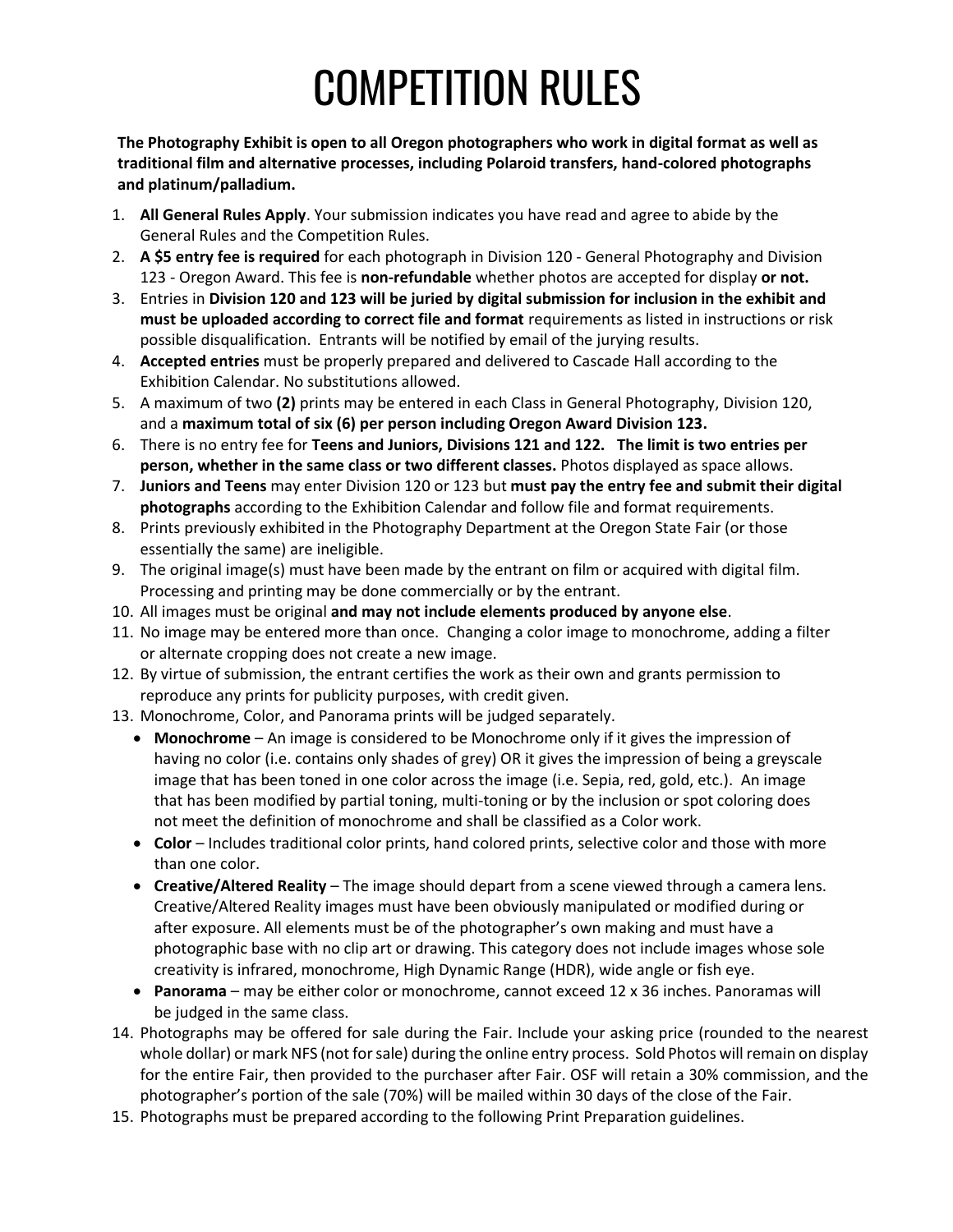# COMPETITION RULES

**The Photography Exhibit is open to all Oregon photographers who work in digital format as well as traditional film and alternative processes, including Polaroid transfers, hand-colored photographs and platinum/palladium.**

1. **All General Rules Apply**. Your submission indicates you have read and agree to abide by the General Rules and the Competition Rules.
2. **A $5 entry fee is required** for each photograph in Division 120 - General Photography and Division 123 - Oregon Award. This fee is **non-refundable** whether photos are accepted for display **or not.**
3. Entries in **Division 120 and 123 will be juried by digital submission for inclusion in the exhibit and must be uploaded according to correct file and format** requirements as listed in instructions or risk possible disqualification. Entrants will be notified by email of the jurying results.
4. **Accepted entries** must be properly prepared and delivered to Cascade Hall according to the Exhibition Calendar. No substitutions allowed.
5. A maximum of two **(2)** prints may be entered in each Class in General Photography, Division 120, and a **maximum total of six (6) per person including Oregon Award Division 123.**
6. There is no entry fee for **Teens and Juniors, Divisions 121 and 122. The limit is two entries per person, whether in the same class or two different classes.** Photos displayed as space allows.
7. **Juniors and Teens** may enter Division 120 or 123 but **must pay the entry fee and submit their digital photographs** according to the Exhibition Calendar and follow file and format requirements.
8. Prints previously exhibited in the Photography Department at the Oregon State Fair (or those essentially the same) are ineligible.
9. The original image(s) must have been made by the entrant on film or acquired with digital film. Processing and printing may be done commercially or by the entrant.
10. All images must be original **and may not include elements produced by anyone else**.
11. No image may be entered more than once. Changing a color image to monochrome, adding a filter or alternate cropping does not create a new image.
12. By virtue of submission, the entrant certifies the work as their own and grants permission to reproduce any prints for publicity purposes, with credit given.
13. Monochrome, Color, and Panorama prints will be judged separately.
    - **Monochrome** – An image is considered to be Monochrome only if it gives the impression of having no color (i.e. contains only shades of grey) OR it gives the impression of being a greyscale image that has been toned in one color across the image (i.e. Sepia, red, gold, etc.). An image that has been modified by partial toning, multi-toning or by the inclusion or spot coloring does not meet the definition of monochrome and shall be classified as a Color work.
    - **Color** – Includes traditional color prints, hand colored prints, selective color and those with more than one color.
    - **Creative/Altered Reality** – The image should depart from a scene viewed through a camera lens. Creative/Altered Reality images must have been obviously manipulated or modified during or after exposure. All elements must be of the photographer's own making and must have a photographic base with no clip art or drawing. This category does not include images whose sole creativity is infrared, monochrome, High Dynamic Range (HDR), wide angle or fish eye.
    - **Panorama** – may be either color or monochrome, cannot exceed 12 x 36 inches. Panoramas will be judged in the same class.
14. Photographs may be offered for sale during the Fair. Include your asking price (rounded to the nearest whole dollar) or mark NFS (not for sale) during the online entry process. Sold Photos will remain on display for the entire Fair, then provided to the purchaser after Fair. OSF will retain a 30% commission, and the photographer's portion of the sale (70%) will be mailed within 30 days of the close of the Fair.
15. Photographs must be prepared according to the following Print Preparation guidelines.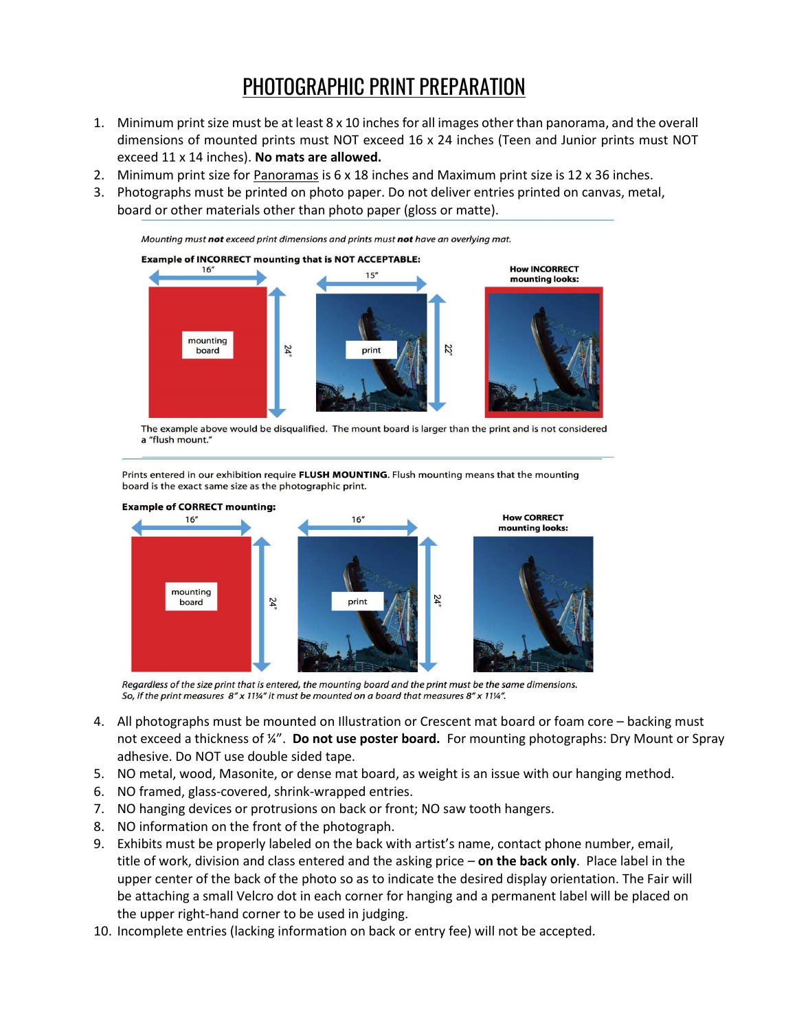# PHOTOGRAPHIC PRINT PREPARATION

1. Minimum print size must be at least 8 x 10 inches for all images other than panorama, and the overall dimensions of mounted prints must NOT exceed 16 x 24 inches (Teen and Junior prints must NOT exceed 11 x 14 inches). **No mats are allowed.**
2. Minimum print size for Panoramas is 6 x 18 inches and Maximum print size is 12 x 36 inches.
3. Photographs must be printed on photo paper. Do not deliver entries printed on canvas, metal, board or other materials other than photo paper (gloss or matte).

*Mounting must* ***not*** *exceed print dimensions and prints must* ***not*** *have an overlying mat.*

**Example of INCORRECT mounting that is NOT ACCEPTABLE:**

16″ mounting board 24″ — 15″ print 22″ — **How INCORRECT mounting looks:**

The example above would be disqualified. The mount board is larger than the print and is not considered a "flush mount."

Prints entered in our exhibition require **FLUSH MOUNTING**. Flush mounting means that the mounting board is the exact same size as the photographic print.

**Example of CORRECT mounting:**

16″ mounting board 24″ — 16″ print 24″ — **How CORRECT mounting looks:**

*Regardless of the size print that is entered, the mounting board and the print must be the same dimensions. So, if the print measures 8″ x 11¼″ it must be mounted on a board that measures 8″ x 11¼″.*

4. All photographs must be mounted on Illustration or Crescent mat board or foam core – backing must not exceed a thickness of ¼". **Do not use poster board.** For mounting photographs: Dry Mount or Spray adhesive. Do NOT use double sided tape.
5. NO metal, wood, Masonite, or dense mat board, as weight is an issue with our hanging method.
6. NO framed, glass-covered, shrink-wrapped entries.
7. NO hanging devices or protrusions on back or front; NO saw tooth hangers.
8. NO information on the front of the photograph.
9. Exhibits must be properly labeled on the back with artist's name, contact phone number, email, title of work, division and class entered and the asking price – **on the back only**. Place label in the upper center of the back of the photo so as to indicate the desired display orientation. The Fair will be attaching a small Velcro dot in each corner for hanging and a permanent label will be placed on the upper right-hand corner to be used in judging.
10. Incomplete entries (lacking information on back or entry fee) will not be accepted.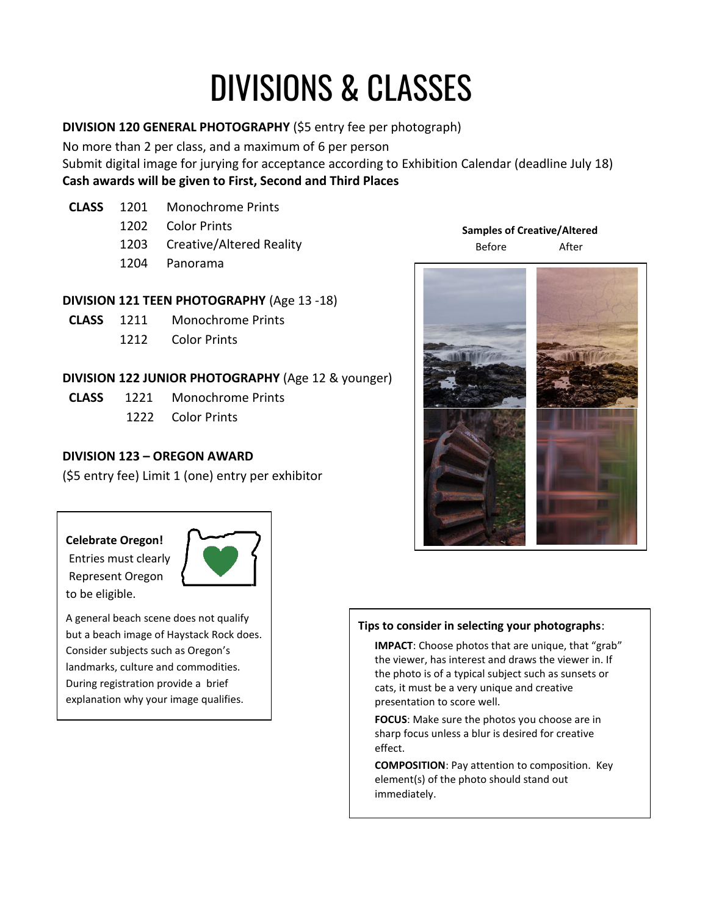# DIVISIONS & CLASSES

**DIVISION 120 GENERAL PHOTOGRAPHY** ($5 entry fee per photograph)

No more than 2 per class, and a maximum of 6 per person

Submit digital image for jurying for acceptance according to Exhibition Calendar (deadline July 18)

**Cash awards will be given to First, Second and Third Places**

| **CLASS** | 1201 | Monochrome Prints |
|---|---|---|
| | 1202 | Color Prints |
| | 1203 | Creative/Altered Reality |
| | 1204 | Panorama |

**DIVISION 121 TEEN PHOTOGRAPHY** (Age 13 -18)

| **CLASS** | 1211 | Monochrome Prints |
|---|---|---|
| | 1212 | Color Prints |

**DIVISION 122 JUNIOR PHOTOGRAPHY** (Age 12 & younger)

| **CLASS** | 1221 | Monochrome Prints |
|---|---|---|
| | 1222 | Color Prints |

**DIVISION 123 – OREGON AWARD**

($5 entry fee) Limit 1 (one) entry per exhibitor

**Celebrate Oregon!**
Entries must clearly Represent Oregon to be eligible.

A general beach scene does not qualify but a beach image of Haystack Rock does. Consider subjects such as Oregon's landmarks, culture and commodities. During registration provide a brief explanation why your image qualifies.

**Samples of Creative/Altered**

Before After

**Tips to consider in selecting your photographs**:

**IMPACT**: Choose photos that are unique, that "grab" the viewer, has interest and draws the viewer in. If the photo is of a typical subject such as sunsets or cats, it must be a very unique and creative presentation to score well.

**FOCUS**: Make sure the photos you choose are in sharp focus unless a blur is desired for creative effect.

**COMPOSITION**: Pay attention to composition. Key element(s) of the photo should stand out immediately.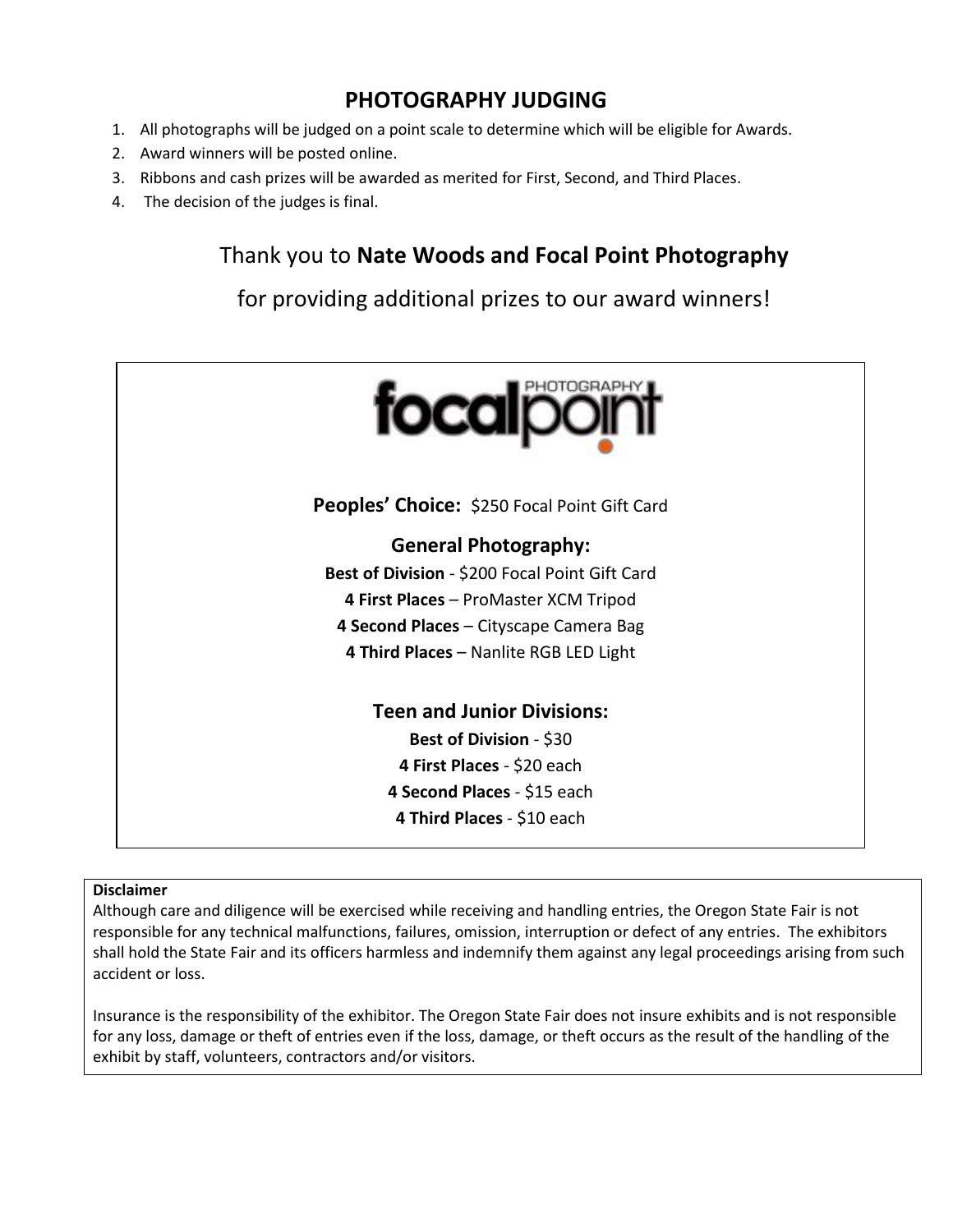## PHOTOGRAPHY JUDGING

1. All photographs will be judged on a point scale to determine which will be eligible for Awards.
2. Award winners will be posted online.
3. Ribbons and cash prizes will be awarded as merited for First, Second, and Third Places.
4. The decision of the judges is final.

Thank you to **Nate Woods and Focal Point Photography**

for providing additional prizes to our award winners!

focalpoint PHOTOGRAPHY

**Peoples' Choice:** $250 Focal Point Gift Card

**General Photography:**

**Best of Division** - $200 Focal Point Gift Card

**4 First Places** – ProMaster XCM Tripod

**4 Second Places** – Cityscape Camera Bag

**4 Third Places** – Nanlite RGB LED Light

**Teen and Junior Divisions:**

**Best of Division** - $30

**4 First Places** - $20 each

**4 Second Places** - $15 each

**4 Third Places** - $10 each

**Disclaimer**

Although care and diligence will be exercised while receiving and handling entries, the Oregon State Fair is not responsible for any technical malfunctions, failures, omission, interruption or defect of any entries. The exhibitors shall hold the State Fair and its officers harmless and indemnify them against any legal proceedings arising from such accident or loss.

Insurance is the responsibility of the exhibitor. The Oregon State Fair does not insure exhibits and is not responsible for any loss, damage or theft of entries even if the loss, damage, or theft occurs as the result of the handling of the exhibit by staff, volunteers, contractors and/or visitors.